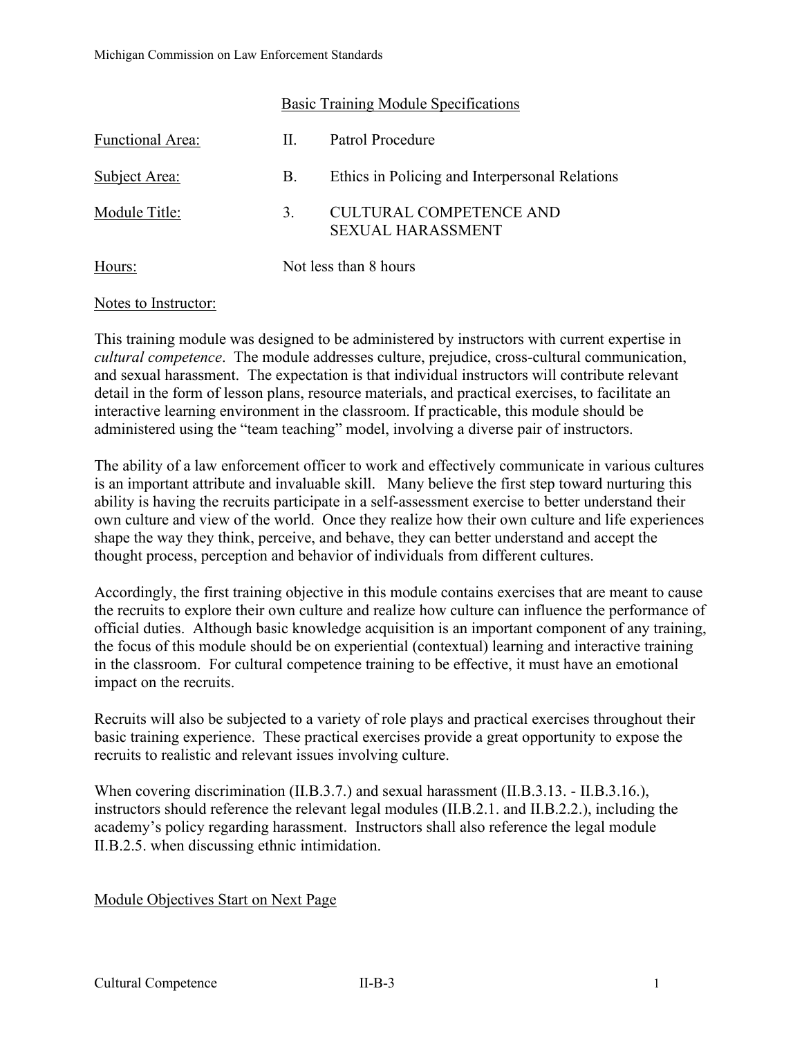## Basic Training Module Specifications

Functional Area: II. Patrol Procedure

Subject Area: B. Ethics in Policing and Interpersonal Relations

Module Title: 3. CULTURAL COMPETENCE AND SEXUAL HARASSMENT

Hours: Not less than 8 hours

Notes to Instructor:

This training module was designed to be administered by instructors with current expertise in *cultural competence*. The module addresses culture, prejudice, cross-cultural communication, and sexual harassment. The expectation is that individual instructors will contribute relevant detail in the form of lesson plans, resource materials, and practical exercises, to facilitate an interactive learning environment in the classroom. If practicable, this module should be administered using the "team teaching" model, involving a diverse pair of instructors.

The ability of a law enforcement officer to work and effectively communicate in various cultures is an important attribute and invaluable skill. Many believe the first step toward nurturing this ability is having the recruits participate in a self-assessment exercise to better understand their own culture and view of the world. Once they realize how their own culture and life experiences shape the way they think, perceive, and behave, they can better understand and accept the thought process, perception and behavior of individuals from different cultures.

Accordingly, the first training objective in this module contains exercises that are meant to cause the recruits to explore their own culture and realize how culture can influence the performance of official duties. Although basic knowledge acquisition is an important component of any training, the focus of this module should be on experiential (contextual) learning and interactive training in the classroom. For cultural competence training to be effective, it must have an emotional impact on the recruits.

Recruits will also be subjected to a variety of role plays and practical exercises throughout their basic training experience. These practical exercises provide a great opportunity to expose the recruits to realistic and relevant issues involving culture.

When covering discrimination (II.B.3.7.) and sexual harassment (II.B.3.13. - II.B.3.16.), instructors should reference the relevant legal modules (II.B.2.1. and II.B.2.2.), including the academy's policy regarding harassment. Instructors shall also reference the legal module II.B.2.5. when discussing ethnic intimidation.

Module Objectives Start on Next Page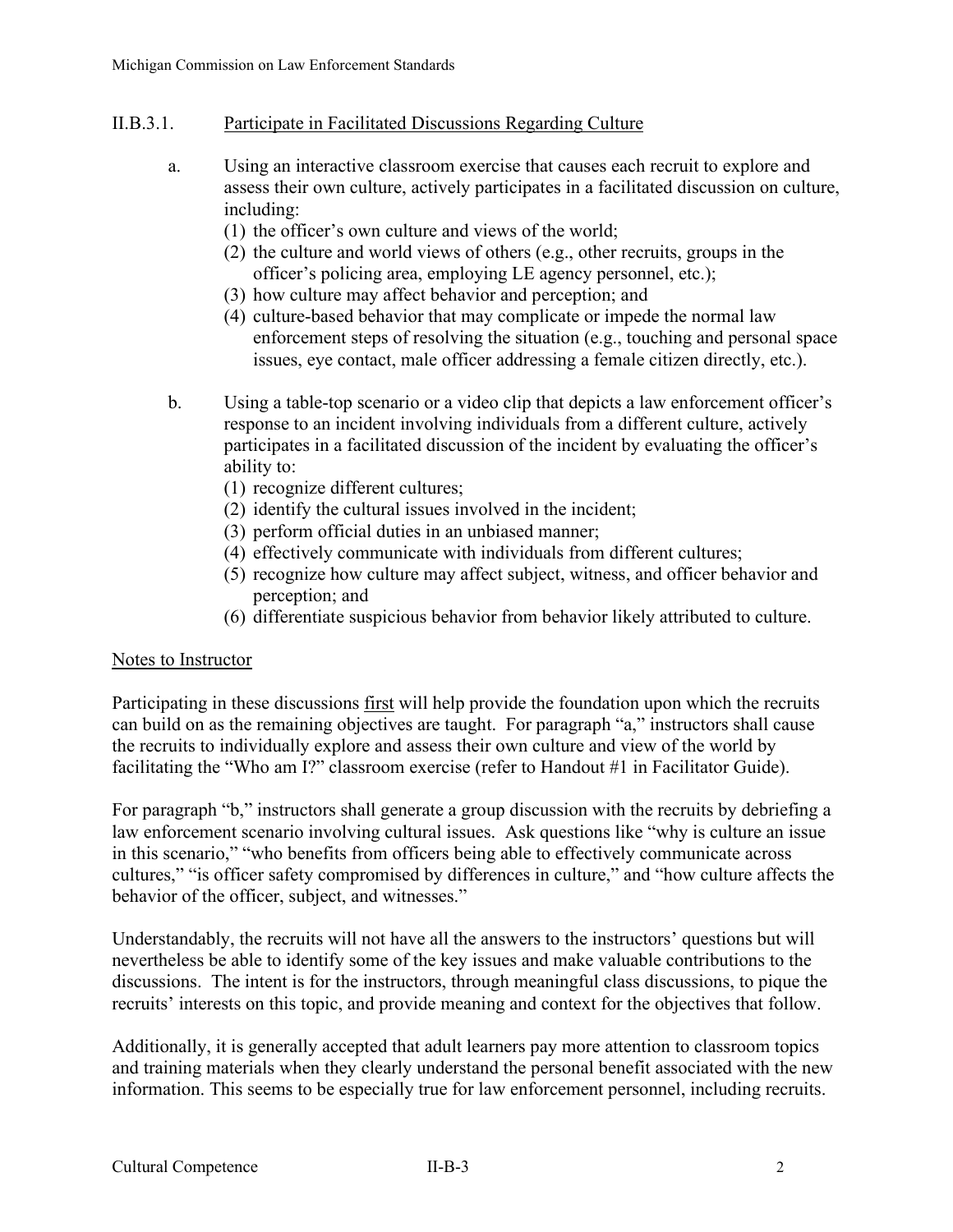## II.B.3.1. Participate in Facilitated Discussions Regarding Culture

a. Using an interactive classroom exercise that causes each recruit to explore and assess their own culture, actively participates in a facilitated discussion on culture, including:
   (1) the officer's own culture and views of the world;
   (2) the culture and world views of others (e.g., other recruits, groups in the officer's policing area, employing LE agency personnel, etc.);
   (3) how culture may affect behavior and perception; and
   (4) culture-based behavior that may complicate or impede the normal law enforcement steps of resolving the situation (e.g., touching and personal space issues, eye contact, male officer addressing a female citizen directly, etc.).

b. Using a table-top scenario or a video clip that depicts a law enforcement officer's response to an incident involving individuals from a different culture, actively participates in a facilitated discussion of the incident by evaluating the officer's ability to:
   (1) recognize different cultures;
   (2) identify the cultural issues involved in the incident;
   (3) perform official duties in an unbiased manner;
   (4) effectively communicate with individuals from different cultures;
   (5) recognize how culture may affect subject, witness, and officer behavior and perception; and
   (6) differentiate suspicious behavior from behavior likely attributed to culture.

Notes to Instructor

Participating in these discussions first will help provide the foundation upon which the recruits can build on as the remaining objectives are taught. For paragraph "a," instructors shall cause the recruits to individually explore and assess their own culture and view of the world by facilitating the "Who am I?" classroom exercise (refer to Handout #1 in Facilitator Guide).

For paragraph "b," instructors shall generate a group discussion with the recruits by debriefing a law enforcement scenario involving cultural issues. Ask questions like "why is culture an issue in this scenario," "who benefits from officers being able to effectively communicate across cultures," "is officer safety compromised by differences in culture," and "how culture affects the behavior of the officer, subject, and witnesses."

Understandably, the recruits will not have all the answers to the instructors' questions but will nevertheless be able to identify some of the key issues and make valuable contributions to the discussions. The intent is for the instructors, through meaningful class discussions, to pique the recruits' interests on this topic, and provide meaning and context for the objectives that follow.

Additionally, it is generally accepted that adult learners pay more attention to classroom topics and training materials when they clearly understand the personal benefit associated with the new information. This seems to be especially true for law enforcement personnel, including recruits.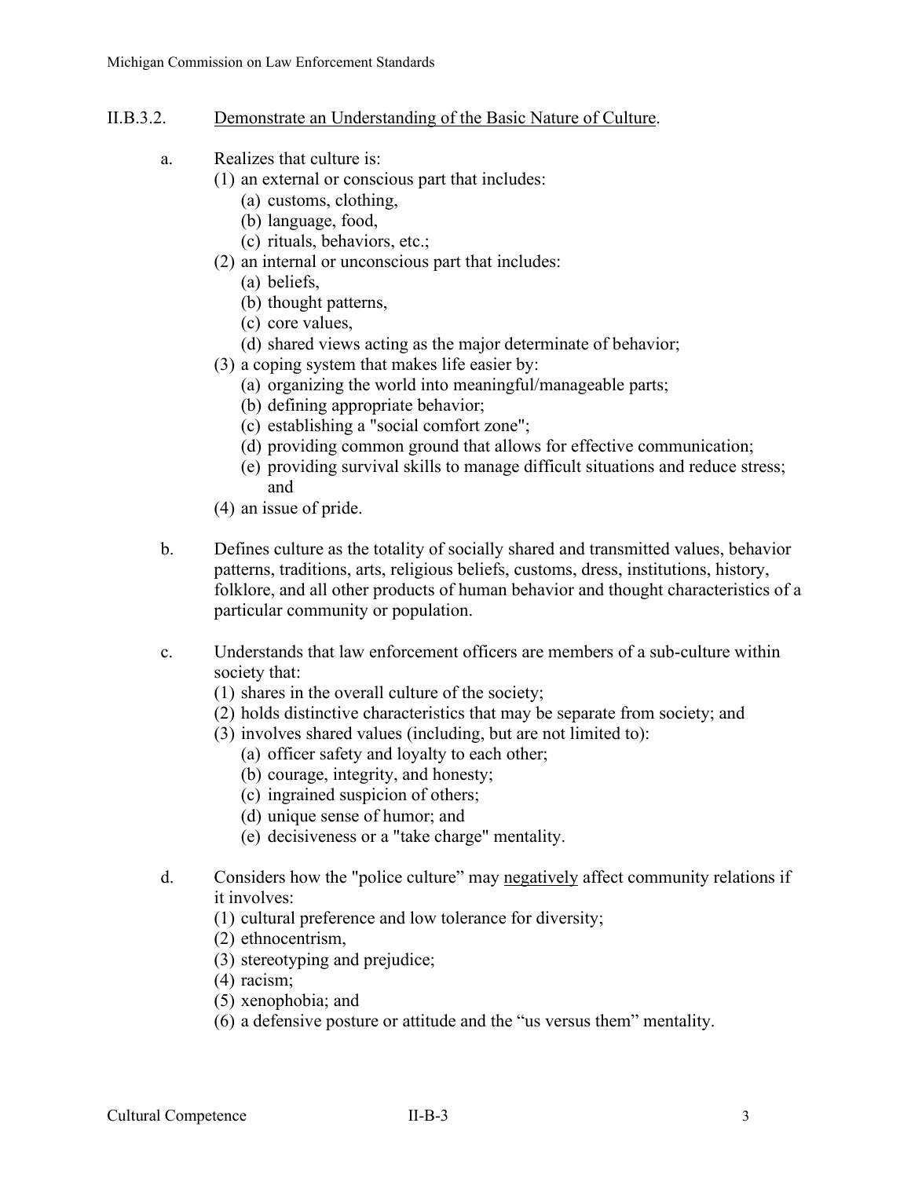II.B.3.2. <u>Demonstrate an Understanding of the Basic Nature of Culture</u>.

a. Realizes that culture is:
   (1) an external or conscious part that includes:
      (a) customs, clothing,
      (b) language, food,
      (c) rituals, behaviors, etc.;
   (2) an internal or unconscious part that includes:
      (a) beliefs,
      (b) thought patterns,
      (c) core values,
      (d) shared views acting as the major determinate of behavior;
   (3) a coping system that makes life easier by:
      (a) organizing the world into meaningful/manageable parts;
      (b) defining appropriate behavior;
      (c) establishing a "social comfort zone";
      (d) providing common ground that allows for effective communication;
      (e) providing survival skills to manage difficult situations and reduce stress; and
   (4) an issue of pride.

b. Defines culture as the totality of socially shared and transmitted values, behavior patterns, traditions, arts, religious beliefs, customs, dress, institutions, history, folklore, and all other products of human behavior and thought characteristics of a particular community or population.

c. Understands that law enforcement officers are members of a sub-culture within society that:
   (1) shares in the overall culture of the society;
   (2) holds distinctive characteristics that may be separate from society; and
   (3) involves shared values (including, but are not limited to):
      (a) officer safety and loyalty to each other;
      (b) courage, integrity, and honesty;
      (c) ingrained suspicion of others;
      (d) unique sense of humor; and
      (e) decisiveness or a "take charge" mentality.

d. Considers how the "police culture" may <u>negatively</u> affect community relations if it involves:
   (1) cultural preference and low tolerance for diversity;
   (2) ethnocentrism,
   (3) stereotyping and prejudice;
   (4) racism;
   (5) xenophobia; and
   (6) a defensive posture or attitude and the "us versus them" mentality.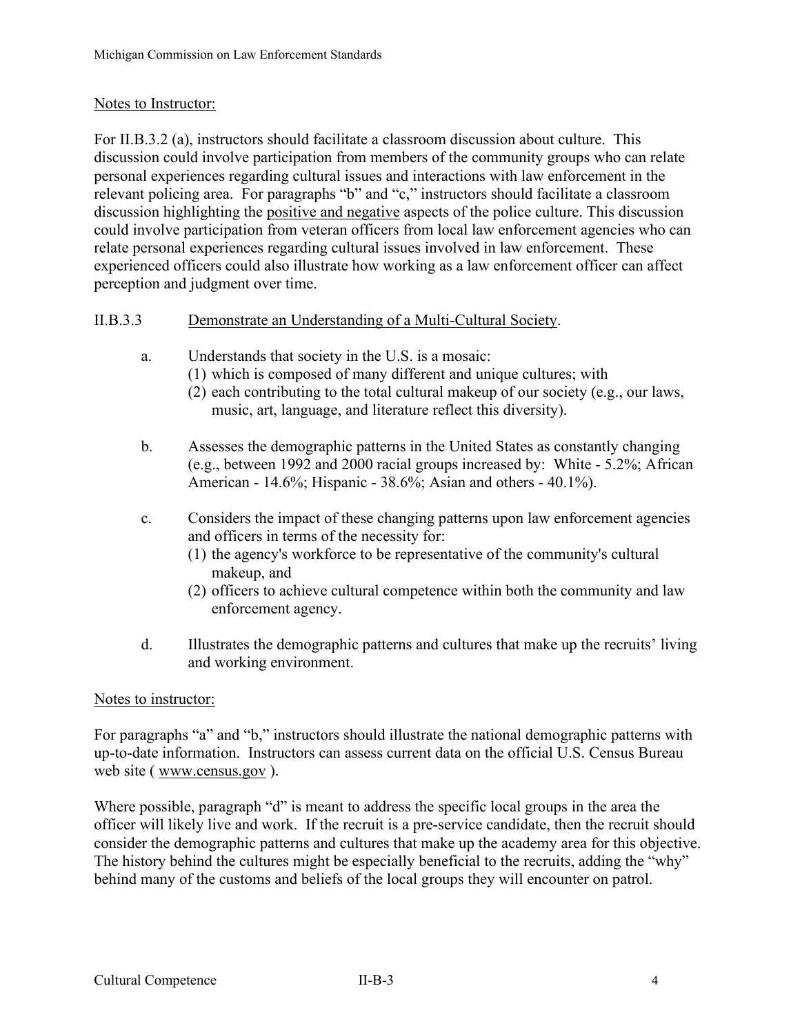Notes to Instructor:

For II.B.3.2 (a), instructors should facilitate a classroom discussion about culture. This discussion could involve participation from members of the community groups who can relate personal experiences regarding cultural issues and interactions with law enforcement in the relevant policing area. For paragraphs "b" and "c," instructors should facilitate a classroom discussion highlighting the positive and negative aspects of the police culture. This discussion could involve participation from veteran officers from local law enforcement agencies who can relate personal experiences regarding cultural issues involved in law enforcement. These experienced officers could also illustrate how working as a law enforcement officer can affect perception and judgment over time.

II.B.3.3 Demonstrate an Understanding of a Multi-Cultural Society.

a. Understands that society in the U.S. is a mosaic:
   (1) which is composed of many different and unique cultures; with
   (2) each contributing to the total cultural makeup of our society (e.g., our laws, music, art, language, and literature reflect this diversity).

b. Assesses the demographic patterns in the United States as constantly changing (e.g., between 1992 and 2000 racial groups increased by: White - 5.2%; African American - 14.6%; Hispanic - 38.6%; Asian and others - 40.1%).

c. Considers the impact of these changing patterns upon law enforcement agencies and officers in terms of the necessity for:
   (1) the agency's workforce to be representative of the community's cultural makeup, and
   (2) officers to achieve cultural competence within both the community and law enforcement agency.

d. Illustrates the demographic patterns and cultures that make up the recruits' living and working environment.

Notes to instructor:

For paragraphs "a" and "b," instructors should illustrate the national demographic patterns with up-to-date information. Instructors can assess current data on the official U.S. Census Bureau web site ( www.census.gov ).

Where possible, paragraph "d" is meant to address the specific local groups in the area the officer will likely live and work. If the recruit is a pre-service candidate, then the recruit should consider the demographic patterns and cultures that make up the academy area for this objective. The history behind the cultures might be especially beneficial to the recruits, adding the "why" behind many of the customs and beliefs of the local groups they will encounter on patrol.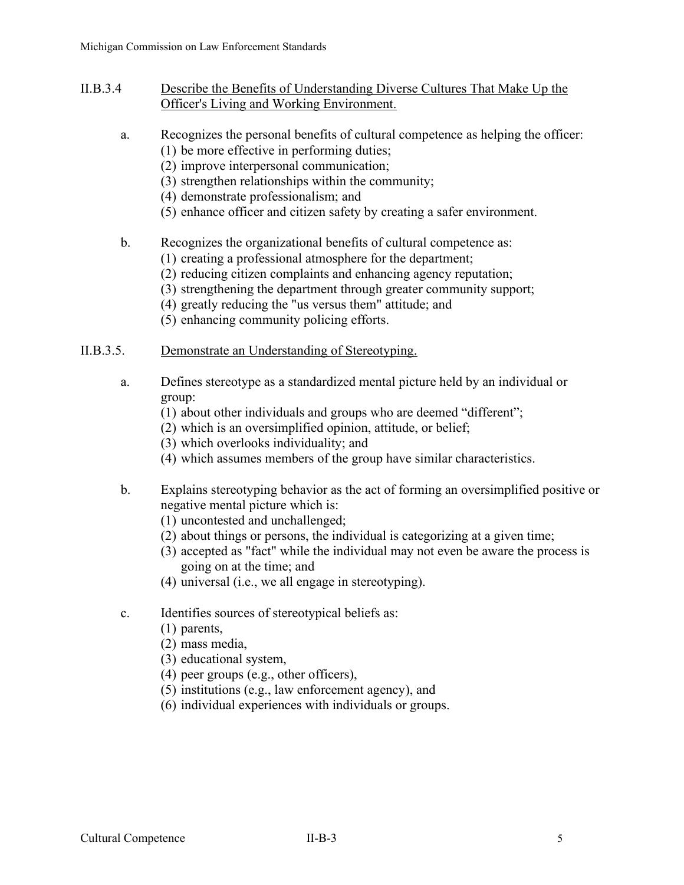## II.B.3.4 Describe the Benefits of Understanding Diverse Cultures That Make Up the Officer's Living and Working Environment.

a. Recognizes the personal benefits of cultural competence as helping the officer:
   (1) be more effective in performing duties;
   (2) improve interpersonal communication;
   (3) strengthen relationships within the community;
   (4) demonstrate professionalism; and
   (5) enhance officer and citizen safety by creating a safer environment.

b. Recognizes the organizational benefits of cultural competence as:
   (1) creating a professional atmosphere for the department;
   (2) reducing citizen complaints and enhancing agency reputation;
   (3) strengthening the department through greater community support;
   (4) greatly reducing the "us versus them" attitude; and
   (5) enhancing community policing efforts.

## II.B.3.5. Demonstrate an Understanding of Stereotyping.

a. Defines stereotype as a standardized mental picture held by an individual or group:
   (1) about other individuals and groups who are deemed "different";
   (2) which is an oversimplified opinion, attitude, or belief;
   (3) which overlooks individuality; and
   (4) which assumes members of the group have similar characteristics.

b. Explains stereotyping behavior as the act of forming an oversimplified positive or negative mental picture which is:
   (1) uncontested and unchallenged;
   (2) about things or persons, the individual is categorizing at a given time;
   (3) accepted as "fact" while the individual may not even be aware the process is going on at the time; and
   (4) universal (i.e., we all engage in stereotyping).

c. Identifies sources of stereotypical beliefs as:
   (1) parents,
   (2) mass media,
   (3) educational system,
   (4) peer groups (e.g., other officers),
   (5) institutions (e.g., law enforcement agency), and
   (6) individual experiences with individuals or groups.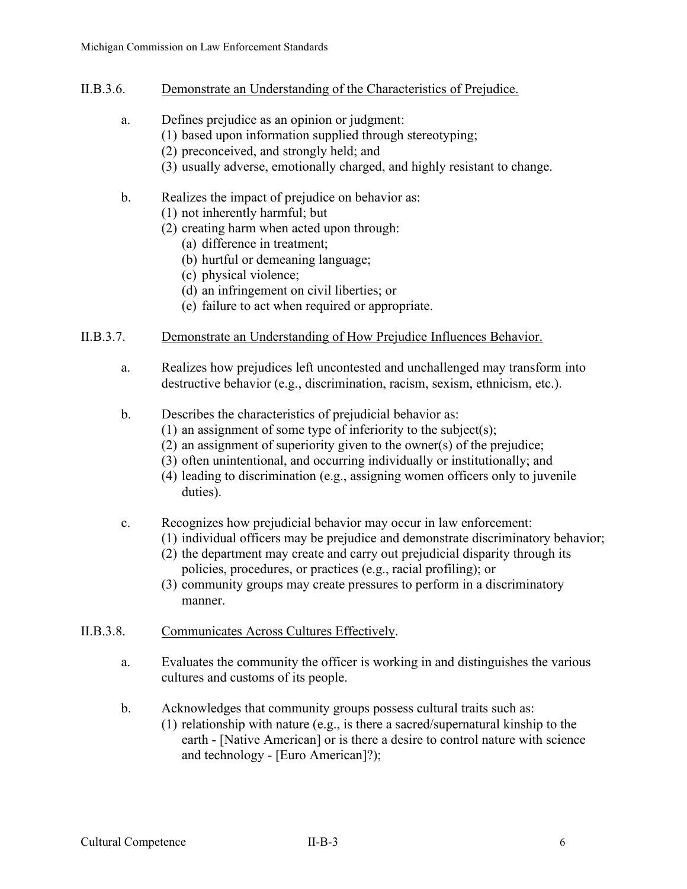II.B.3.6. <u>Demonstrate an Understanding of the Characteristics of Prejudice.</u>

a. Defines prejudice as an opinion or judgment:
   (1) based upon information supplied through stereotyping;
   (2) preconceived, and strongly held; and
   (3) usually adverse, emotionally charged, and highly resistant to change.

b. Realizes the impact of prejudice on behavior as:
   (1) not inherently harmful; but
   (2) creating harm when acted upon through:
      (a) difference in treatment;
      (b) hurtful or demeaning language;
      (c) physical violence;
      (d) an infringement on civil liberties; or
      (e) failure to act when required or appropriate.

II.B.3.7. <u>Demonstrate an Understanding of How Prejudice Influences Behavior.</u>

a. Realizes how prejudices left uncontested and unchallenged may transform into destructive behavior (e.g., discrimination, racism, sexism, ethnicism, etc.).

b. Describes the characteristics of prejudicial behavior as:
   (1) an assignment of some type of inferiority to the subject(s);
   (2) an assignment of superiority given to the owner(s) of the prejudice;
   (3) often unintentional, and occurring individually or institutionally; and
   (4) leading to discrimination (e.g., assigning women officers only to juvenile duties).

c. Recognizes how prejudicial behavior may occur in law enforcement:
   (1) individual officers may be prejudice and demonstrate discriminatory behavior;
   (2) the department may create and carry out prejudicial disparity through its policies, procedures, or practices (e.g., racial profiling); or
   (3) community groups may create pressures to perform in a discriminatory manner.

II.B.3.8. <u>Communicates Across Cultures Effectively</u>.

a. Evaluates the community the officer is working in and distinguishes the various cultures and customs of its people.

b. Acknowledges that community groups possess cultural traits such as:
   (1) relationship with nature (e.g., is there a sacred/supernatural kinship to the earth - [Native American] or is there a desire to control nature with science and technology - [Euro American]?);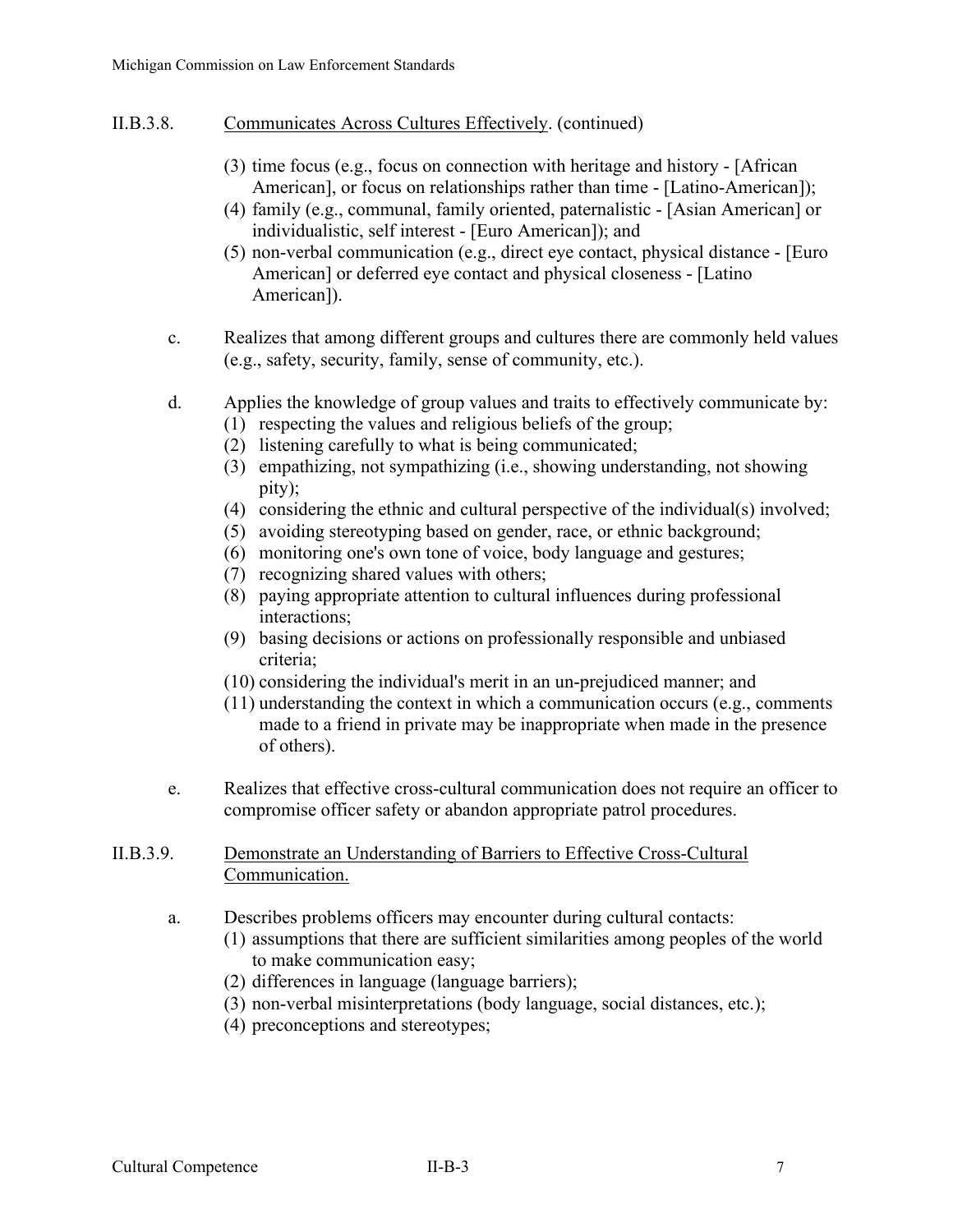II.B.3.8. Communicates Across Cultures Effectively. (continued)

(3) time focus (e.g., focus on connection with heritage and history - [African American], or focus on relationships rather than time - [Latino-American]);
(4) family (e.g., communal, family oriented, paternalistic - [Asian American] or individualistic, self interest - [Euro American]); and
(5) non-verbal communication (e.g., direct eye contact, physical distance - [Euro American] or deferred eye contact and physical closeness - [Latino American]).

c. Realizes that among different groups and cultures there are commonly held values (e.g., safety, security, family, sense of community, etc.).

d. Applies the knowledge of group values and traits to effectively communicate by:
(1) respecting the values and religious beliefs of the group;
(2) listening carefully to what is being communicated;
(3) empathizing, not sympathizing (i.e., showing understanding, not showing pity);
(4) considering the ethnic and cultural perspective of the individual(s) involved;
(5) avoiding stereotyping based on gender, race, or ethnic background;
(6) monitoring one's own tone of voice, body language and gestures;
(7) recognizing shared values with others;
(8) paying appropriate attention to cultural influences during professional interactions;
(9) basing decisions or actions on professionally responsible and unbiased criteria;
(10) considering the individual's merit in an un-prejudiced manner; and
(11) understanding the context in which a communication occurs (e.g., comments made to a friend in private may be inappropriate when made in the presence of others).

e. Realizes that effective cross-cultural communication does not require an officer to compromise officer safety or abandon appropriate patrol procedures.

II.B.3.9. Demonstrate an Understanding of Barriers to Effective Cross-Cultural Communication.

a. Describes problems officers may encounter during cultural contacts:
(1) assumptions that there are sufficient similarities among peoples of the world to make communication easy;
(2) differences in language (language barriers);
(3) non-verbal misinterpretations (body language, social distances, etc.);
(4) preconceptions and stereotypes;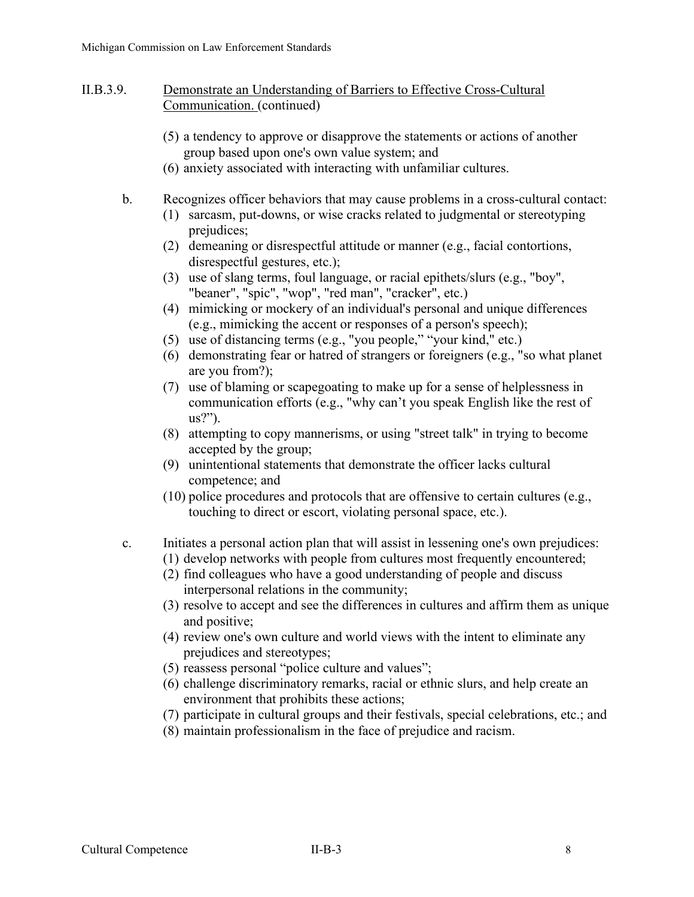II.B.3.9. Demonstrate an Understanding of Barriers to Effective Cross-Cultural Communication. (continued)

(5) a tendency to approve or disapprove the statements or actions of another group based upon one's own value system; and
(6) anxiety associated with interacting with unfamiliar cultures.

b. Recognizes officer behaviors that may cause problems in a cross-cultural contact:

(1) sarcasm, put-downs, or wise cracks related to judgmental or stereotyping prejudices;
(2) demeaning or disrespectful attitude or manner (e.g., facial contortions, disrespectful gestures, etc.);
(3) use of slang terms, foul language, or racial epithets/slurs (e.g., "boy", "beaner", "spic", "wop", "red man", "cracker", etc.)
(4) mimicking or mockery of an individual's personal and unique differences (e.g., mimicking the accent or responses of a person's speech);
(5) use of distancing terms (e.g., "you people," "your kind," etc.)
(6) demonstrating fear or hatred of strangers or foreigners (e.g., "so what planet are you from?);
(7) use of blaming or scapegoating to make up for a sense of helplessness in communication efforts (e.g., "why can't you speak English like the rest of us?").
(8) attempting to copy mannerisms, or using "street talk" in trying to become accepted by the group;
(9) unintentional statements that demonstrate the officer lacks cultural competence; and
(10) police procedures and protocols that are offensive to certain cultures (e.g., touching to direct or escort, violating personal space, etc.).

c. Initiates a personal action plan that will assist in lessening one's own prejudices:

(1) develop networks with people from cultures most frequently encountered;
(2) find colleagues who have a good understanding of people and discuss interpersonal relations in the community;
(3) resolve to accept and see the differences in cultures and affirm them as unique and positive;
(4) review one's own culture and world views with the intent to eliminate any prejudices and stereotypes;
(5) reassess personal "police culture and values";
(6) challenge discriminatory remarks, racial or ethnic slurs, and help create an environment that prohibits these actions;
(7) participate in cultural groups and their festivals, special celebrations, etc.; and
(8) maintain professionalism in the face of prejudice and racism.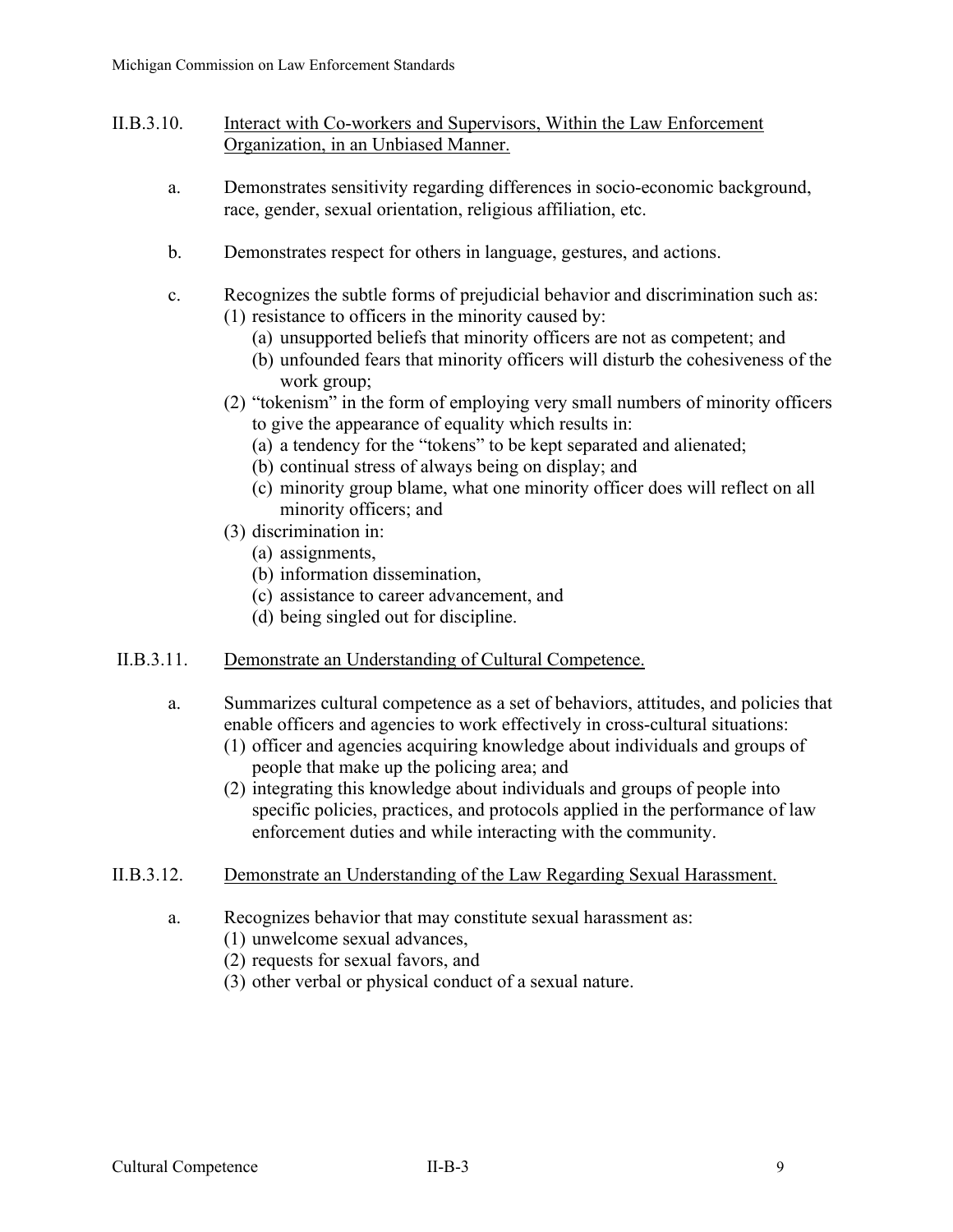II.B.3.10. <u>Interact with Co-workers and Supervisors, Within the Law Enforcement Organization, in an Unbiased Manner.</u>

a. Demonstrates sensitivity regarding differences in socio-economic background, race, gender, sexual orientation, religious affiliation, etc.

b. Demonstrates respect for others in language, gestures, and actions.

c. Recognizes the subtle forms of prejudicial behavior and discrimination such as:
   (1) resistance to officers in the minority caused by:
      (a) unsupported beliefs that minority officers are not as competent; and
      (b) unfounded fears that minority officers will disturb the cohesiveness of the work group;
   (2) "tokenism" in the form of employing very small numbers of minority officers to give the appearance of equality which results in:
      (a) a tendency for the "tokens" to be kept separated and alienated;
      (b) continual stress of always being on display; and
      (c) minority group blame, what one minority officer does will reflect on all minority officers; and
   (3) discrimination in:
      (a) assignments,
      (b) information dissemination,
      (c) assistance to career advancement, and
      (d) being singled out for discipline.

II.B.3.11. <u>Demonstrate an Understanding of Cultural Competence.</u>

a. Summarizes cultural competence as a set of behaviors, attitudes, and policies that enable officers and agencies to work effectively in cross-cultural situations:
   (1) officer and agencies acquiring knowledge about individuals and groups of people that make up the policing area; and
   (2) integrating this knowledge about individuals and groups of people into specific policies, practices, and protocols applied in the performance of law enforcement duties and while interacting with the community.

II.B.3.12. <u>Demonstrate an Understanding of the Law Regarding Sexual Harassment.</u>

a. Recognizes behavior that may constitute sexual harassment as:
   (1) unwelcome sexual advances,
   (2) requests for sexual favors, and
   (3) other verbal or physical conduct of a sexual nature.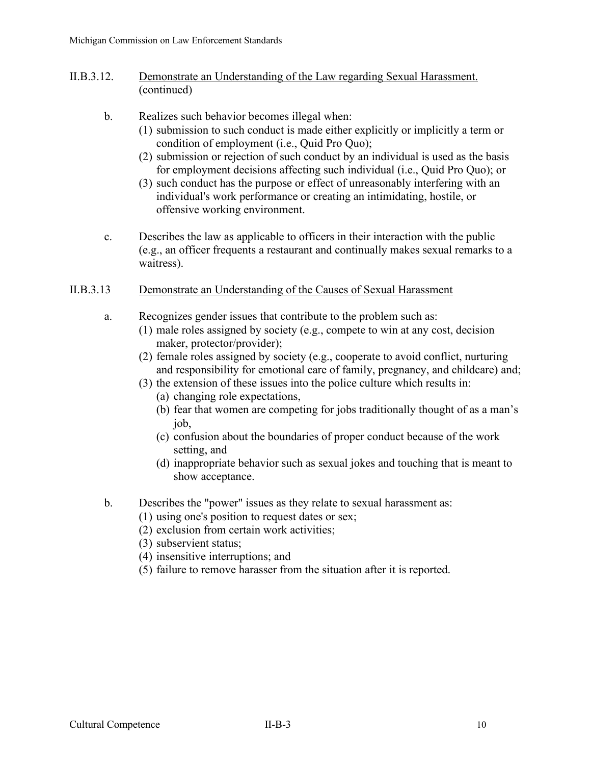## II.B.3.12. Demonstrate an Understanding of the Law regarding Sexual Harassment. (continued)

b. Realizes such behavior becomes illegal when:
   (1) submission to such conduct is made either explicitly or implicitly a term or condition of employment (i.e., Quid Pro Quo);
   (2) submission or rejection of such conduct by an individual is used as the basis for employment decisions affecting such individual (i.e., Quid Pro Quo); or
   (3) such conduct has the purpose or effect of unreasonably interfering with an individual's work performance or creating an intimidating, hostile, or offensive working environment.

c. Describes the law as applicable to officers in their interaction with the public (e.g., an officer frequents a restaurant and continually makes sexual remarks to a waitress).

## II.B.3.13 Demonstrate an Understanding of the Causes of Sexual Harassment

a. Recognizes gender issues that contribute to the problem such as:
   (1) male roles assigned by society (e.g., compete to win at any cost, decision maker, protector/provider);
   (2) female roles assigned by society (e.g., cooperate to avoid conflict, nurturing and responsibility for emotional care of family, pregnancy, and childcare) and;
   (3) the extension of these issues into the police culture which results in:
      (a) changing role expectations,
      (b) fear that women are competing for jobs traditionally thought of as a man's job,
      (c) confusion about the boundaries of proper conduct because of the work setting, and
      (d) inappropriate behavior such as sexual jokes and touching that is meant to show acceptance.

b. Describes the "power" issues as they relate to sexual harassment as:
   (1) using one's position to request dates or sex;
   (2) exclusion from certain work activities;
   (3) subservient status;
   (4) insensitive interruptions; and
   (5) failure to remove harasser from the situation after it is reported.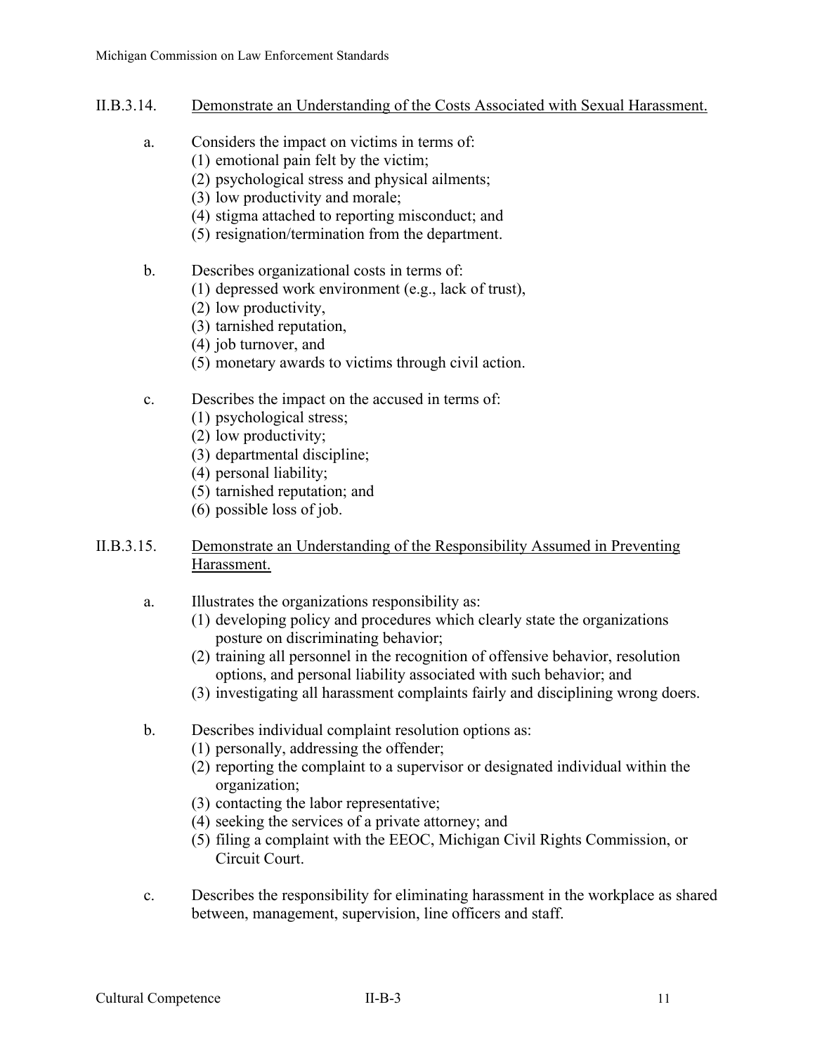II.B.3.14. <u>Demonstrate an Understanding of the Costs Associated with Sexual Harassment.</u>

a. Considers the impact on victims in terms of:
   (1) emotional pain felt by the victim;
   (2) psychological stress and physical ailments;
   (3) low productivity and morale;
   (4) stigma attached to reporting misconduct; and
   (5) resignation/termination from the department.

b. Describes organizational costs in terms of:
   (1) depressed work environment (e.g., lack of trust),
   (2) low productivity,
   (3) tarnished reputation,
   (4) job turnover, and
   (5) monetary awards to victims through civil action.

c. Describes the impact on the accused in terms of:
   (1) psychological stress;
   (2) low productivity;
   (3) departmental discipline;
   (4) personal liability;
   (5) tarnished reputation; and
   (6) possible loss of job.

II.B.3.15. <u>Demonstrate an Understanding of the Responsibility Assumed in Preventing Harassment.</u>

a. Illustrates the organizations responsibility as:
   (1) developing policy and procedures which clearly state the organizations posture on discriminating behavior;
   (2) training all personnel in the recognition of offensive behavior, resolution options, and personal liability associated with such behavior; and
   (3) investigating all harassment complaints fairly and disciplining wrong doers.

b. Describes individual complaint resolution options as:
   (1) personally, addressing the offender;
   (2) reporting the complaint to a supervisor or designated individual within the organization;
   (3) contacting the labor representative;
   (4) seeking the services of a private attorney; and
   (5) filing a complaint with the EEOC, Michigan Civil Rights Commission, or Circuit Court.

c. Describes the responsibility for eliminating harassment in the workplace as shared between, management, supervision, line officers and staff.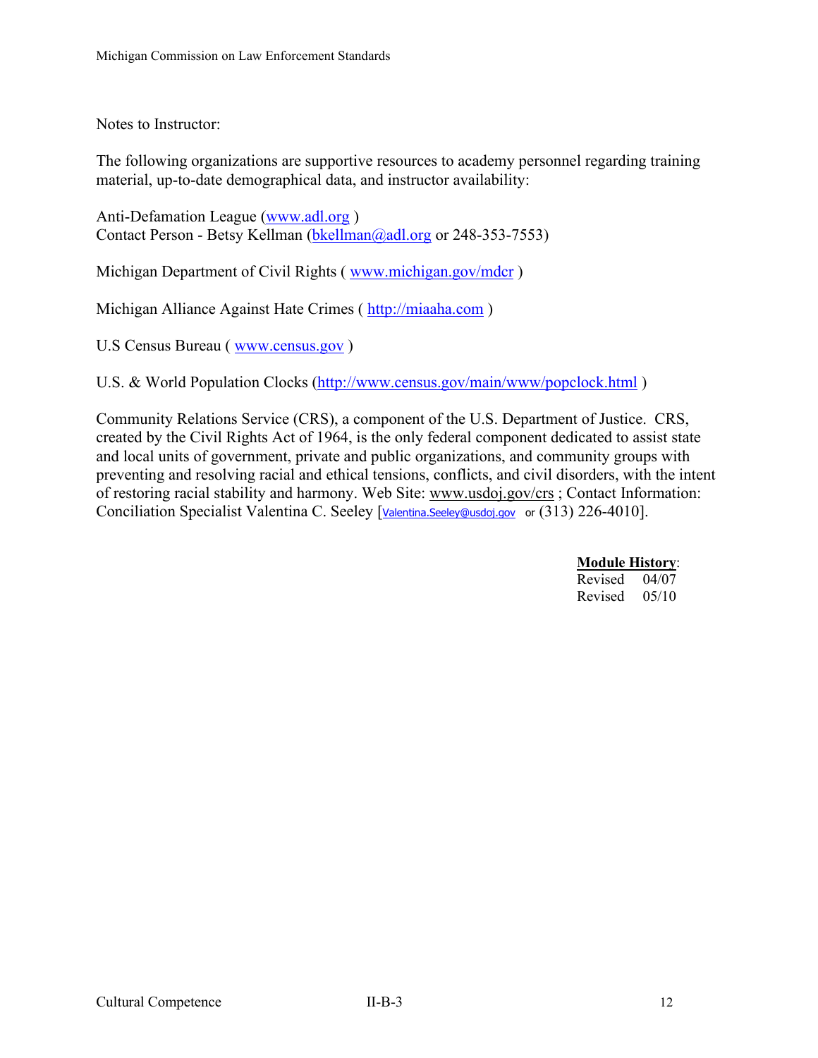Notes to Instructor:

The following organizations are supportive resources to academy personnel regarding training material, up-to-date demographical data, and instructor availability:

Anti-Defamation League (www.adl.org )
Contact Person - Betsy Kellman (bkellman@adl.org or 248-353-7553)

Michigan Department of Civil Rights ( www.michigan.gov/mdcr )

Michigan Alliance Against Hate Crimes ( http://miaaha.com )

U.S Census Bureau ( www.census.gov )

U.S. & World Population Clocks (http://www.census.gov/main/www/popclock.html )

Community Relations Service (CRS), a component of the U.S. Department of Justice. CRS, created by the Civil Rights Act of 1964, is the only federal component dedicated to assist state and local units of government, private and public organizations, and community groups with preventing and resolving racial and ethical tensions, conflicts, and civil disorders, with the intent of restoring racial stability and harmony. Web Site: www.usdoj.gov/crs ; Contact Information: Conciliation Specialist Valentina C. Seeley [Valentina.Seeley@usdoj.gov or (313) 226-4010].

**Module History**:
Revised 04/07
Revised 05/10